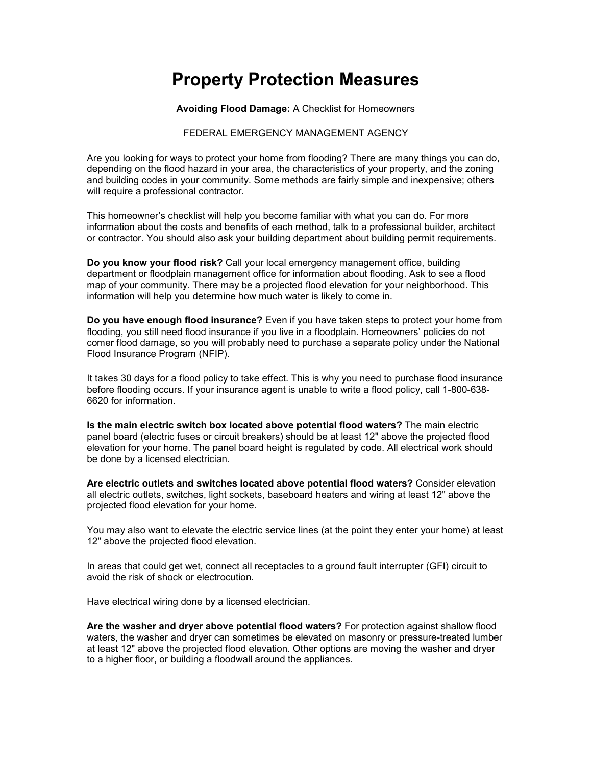# Property Protection Measures

**Avoiding Flood Damage:** A Checklist for Homeowners

FEDERAL EMERGENCY MANAGEMENT AGENCY

Are you looking for ways to protect your home from flooding? There are many things you can do, depending on the flood hazard in your area, the characteristics of your property, and the zoning and building codes in your community. Some methods are fairly simple and inexpensive; others will require a professional contractor.

This homeowner's checklist will help you become familiar with what you can do. For more information about the costs and benefits of each method, talk to a professional builder, architect or contractor. You should also ask your building department about building permit requirements.

**Do you know your flood risk?** Call your local emergency management office, building department or floodplain management office for information about flooding. Ask to see a flood map of your community. There may be a projected flood elevation for your neighborhood. This information will help you determine how much water is likely to come in.

**Do you have enough flood insurance?** Even if you have taken steps to protect your home from flooding, you still need flood insurance if you live in a floodplain. Homeowners' policies do not comer flood damage, so you will probably need to purchase a separate policy under the National Flood Insurance Program (NFIP).

It takes 30 days for a flood policy to take effect. This is why you need to purchase flood insurance before flooding occurs. If your insurance agent is unable to write a flood policy, call 1-800-638-6620 for information.

**Is the main electric switch box located above potential flood waters?** The main electric panel board (electric fuses or circuit breakers) should be at least 12" above the projected flood elevation for your home. The panel board height is regulated by code. All electrical work should be done by a licensed electrician.

**Are electric outlets and switches located above potential flood waters?** Consider elevation all electric outlets, switches, light sockets, baseboard heaters and wiring at least 12" above the projected flood elevation for your home.

You may also want to elevate the electric service lines (at the point they enter your home) at least 12" above the projected flood elevation.

In areas that could get wet, connect all receptacles to a ground fault interrupter (GFI) circuit to avoid the risk of shock or electrocution.

Have electrical wiring done by a licensed electrician.

**Are the washer and dryer above potential flood waters?** For protection against shallow flood waters, the washer and dryer can sometimes be elevated on masonry or pressure-treated lumber at least 12" above the projected flood elevation. Other options are moving the washer and dryer to a higher floor, or building a floodwall around the appliances.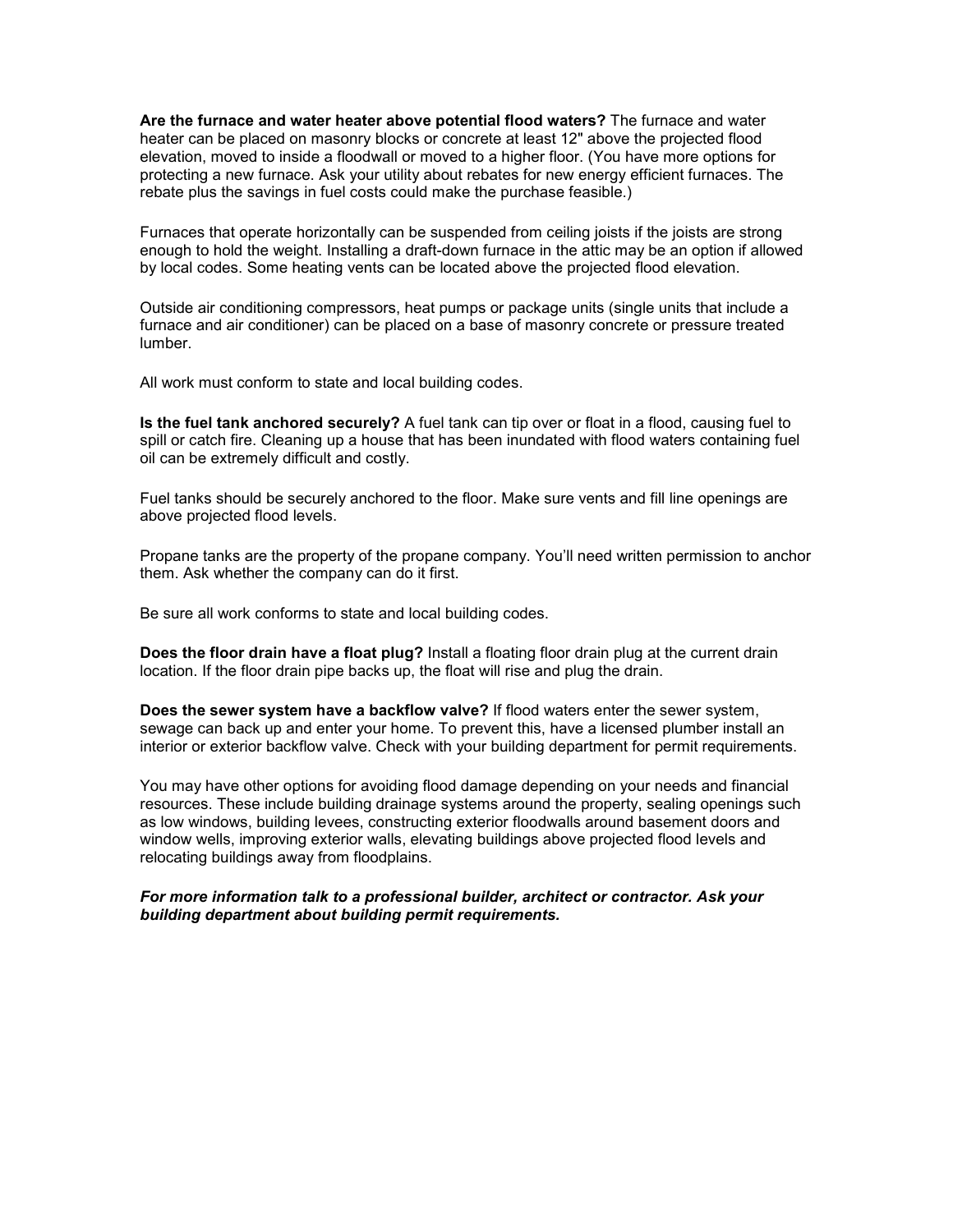**Are the furnace and water heater above potential flood waters?** The furnace and water heater can be placed on masonry blocks or concrete at least 12" above the projected flood elevation, moved to inside a floodwall or moved to a higher floor. (You have more options for protecting a new furnace. Ask your utility about rebates for new energy efficient furnaces. The rebate plus the savings in fuel costs could make the purchase feasible.)

Furnaces that operate horizontally can be suspended from ceiling joists if the joists are strong enough to hold the weight. Installing a draft-down furnace in the attic may be an option if allowed by local codes. Some heating vents can be located above the projected flood elevation.

Outside air conditioning compressors, heat pumps or package units (single units that include a furnace and air conditioner) can be placed on a base of masonry concrete or pressure treated lumber.

All work must conform to state and local building codes.

**Is the fuel tank anchored securely?** A fuel tank can tip over or float in a flood, causing fuel to spill or catch fire. Cleaning up a house that has been inundated with flood waters containing fuel oil can be extremely difficult and costly.

Fuel tanks should be securely anchored to the floor. Make sure vents and fill line openings are above projected flood levels.

Propane tanks are the property of the propane company. You'll need written permission to anchor them. Ask whether the company can do it first.

Be sure all work conforms to state and local building codes.

**Does the floor drain have a float plug?** Install a floating floor drain plug at the current drain location. If the floor drain pipe backs up, the float will rise and plug the drain.

**Does the sewer system have a backflow valve?** If flood waters enter the sewer system, sewage can back up and enter your home. To prevent this, have a licensed plumber install an interior or exterior backflow valve. Check with your building department for permit requirements.

You may have other options for avoiding flood damage depending on your needs and financial resources. These include building drainage systems around the property, sealing openings such as low windows, building levees, constructing exterior floodwalls around basement doors and window wells, improving exterior walls, elevating buildings above projected flood levels and relocating buildings away from floodplains.

***For more information talk to a professional builder, architect or contractor. Ask your building department about building permit requirements.***